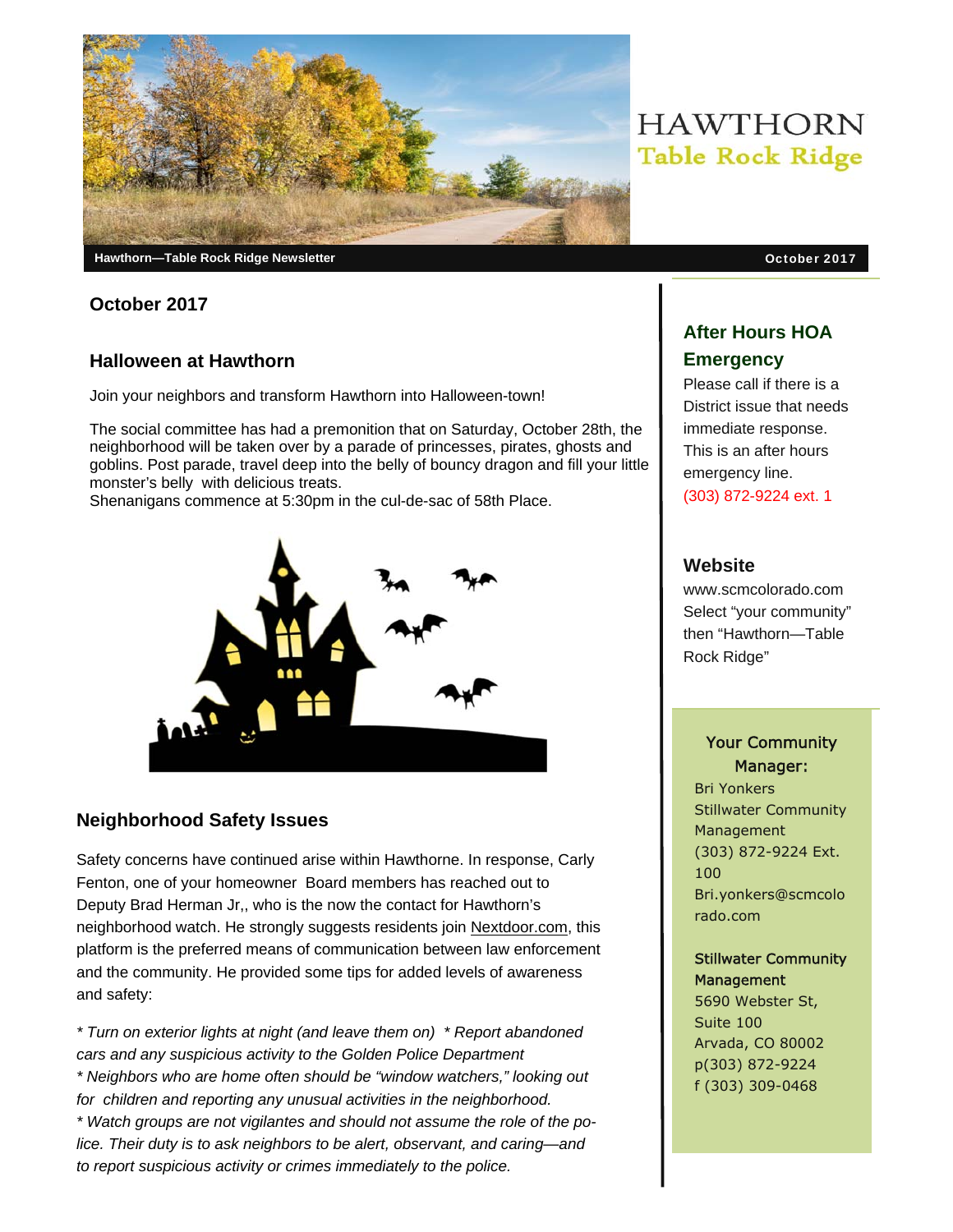# HAWTHORN

## Table Rock Ridge

**Hawthorn—Table Rock Ridge Newsletter** — **October 2017**

## October 2017

### Halloween at Hawthorn

Join your neighbors and transform Hawthorn into Halloween-town!

The social committee has had a premonition that on Saturday, October 28th, the neighborhood will be taken over by a parade of princesses, pirates, ghosts and goblins. Post parade, travel deep into the belly of bouncy dragon and fill your little monster's belly with delicious treats.
Shenanigans commence at 5:30pm in the cul-de-sac of 58th Place.

### Neighborhood Safety Issues

Safety concerns have continued arise within Hawthorne. In response, Carly Fenton, one of your homeowner Board members has reached out to Deputy Brad Herman Jr,, who is the now the contact for Hawthorn's neighborhood watch. He strongly suggests residents join Nextdoor.com, this platform is the preferred means of communication between law enforcement and the community. He provided some tips for added levels of awareness and safety:

*\* Turn on exterior lights at night (and leave them on) \* Report abandoned cars and any suspicious activity to the Golden Police Department*
*\* Neighbors who are home often should be "window watchers," looking out for children and reporting any unusual activities in the neighborhood.*
*\* Watch groups are not vigilantes and should not assume the role of the police. Their duty is to ask neighbors to be alert, observant, and caring—and to report suspicious activity or crimes immediately to the police.*

### After Hours HOA Emergency

Please call if there is a District issue that needs immediate response. This is an after hours emergency line.
(303) 872-9224 ext. 1

### Website

www.scmcolorado.com
Select "your community" then "Hawthorn—Table Rock Ridge"

### Your Community Manager:

Bri Yonkers
Stillwater Community Management
(303) 872-9224 Ext. 100
Bri.yonkers@scmcolorado.com

**Stillwater Community Management**
5690 Webster St, Suite 100
Arvada, CO 80002
p(303) 872-9224
f (303) 309-0468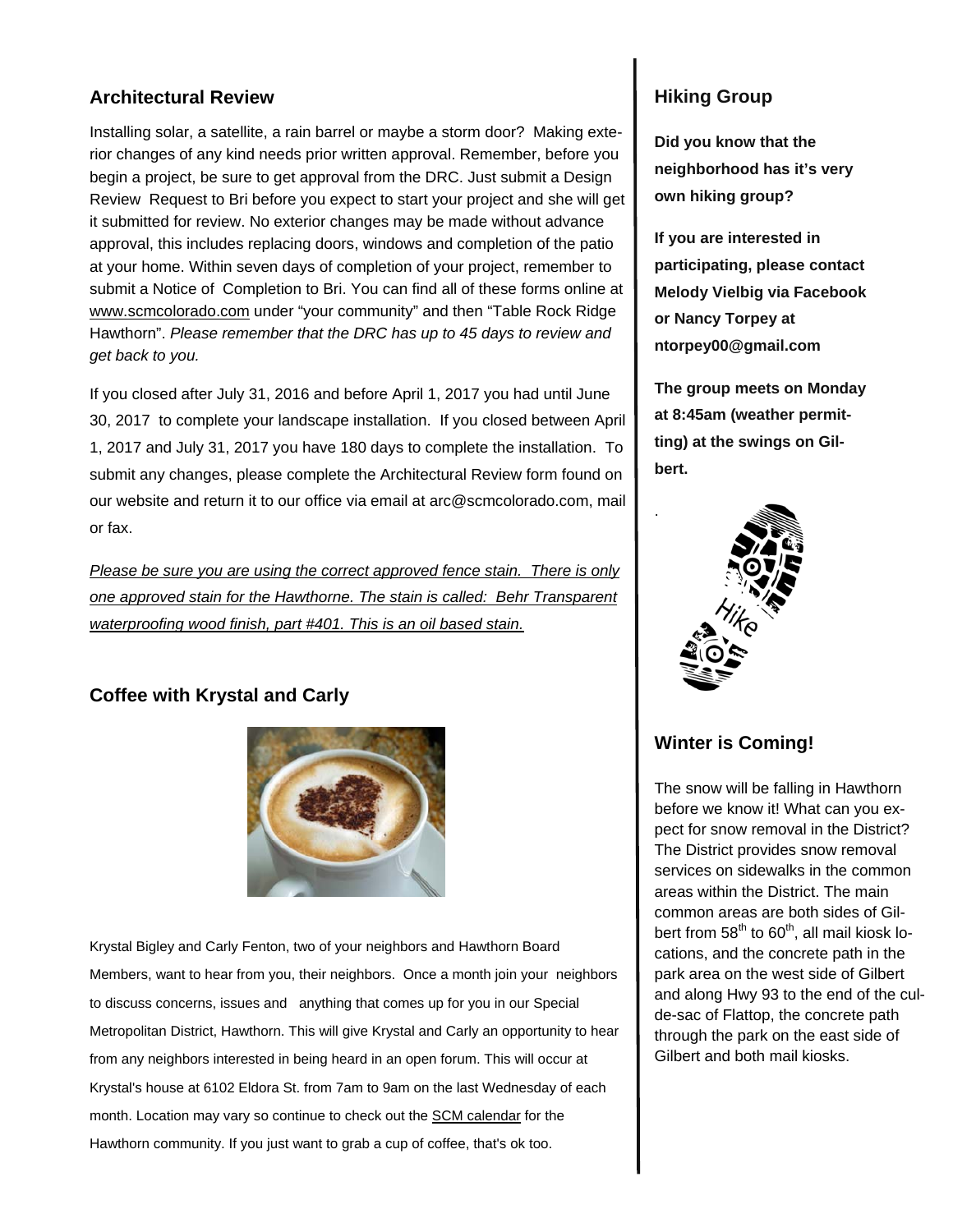## Architectural Review

Installing solar, a satellite, a rain barrel or maybe a storm door? Making exterior changes of any kind needs prior written approval. Remember, before you begin a project, be sure to get approval from the DRC. Just submit a Design Review Request to Bri before you expect to start your project and she will get it submitted for review. No exterior changes may be made without advance approval, this includes replacing doors, windows and completion of the patio at your home. Within seven days of completion of your project, remember to submit a Notice of Completion to Bri. You can find all of these forms online at www.scmcolorado.com under "your community" and then "Table Rock Ridge Hawthorn". *Please remember that the DRC has up to 45 days to review and get back to you.*

If you closed after July 31, 2016 and before April 1, 2017 you had until June 30, 2017 to complete your landscape installation. If you closed between April 1, 2017 and July 31, 2017 you have 180 days to complete the installation. To submit any changes, please complete the Architectural Review form found on our website and return it to our office via email at arc@scmcolorado.com, mail or fax.

*Please be sure you are using the correct approved fence stain. There is only one approved stain for the Hawthorne. The stain is called: Behr Transparent waterproofing wood finish, part #401. This is an oil based stain.*

## Coffee with Krystal and Carly

Krystal Bigley and Carly Fenton, two of your neighbors and Hawthorn Board Members, want to hear from you, their neighbors. Once a month join your neighbors to discuss concerns, issues and anything that comes up for you in our Special Metropolitan District, Hawthorn. This will give Krystal and Carly an opportunity to hear from any neighbors interested in being heard in an open forum. This will occur at Krystal's house at 6102 Eldora St. from 7am to 9am on the last Wednesday of each month. Location may vary so continue to check out the SCM calendar for the Hawthorn community. If you just want to grab a cup of coffee, that's ok too.

## Hiking Group

**Did you know that the neighborhood has it's very own hiking group?**

**If you are interested in participating, please contact Melody Vielbig via Facebook or Nancy Torpey at ntorpey00@gmail.com**

**The group meets on Monday at 8:45am (weather permitting) at the swings on Gilbert.**

## Winter is Coming!

The snow will be falling in Hawthorn before we know it! What can you expect for snow removal in the District? The District provides snow removal services on sidewalks in the common areas within the District. The main common areas are both sides of Gilbert from 58th to 60th, all mail kiosk locations, and the concrete path in the park area on the west side of Gilbert and along Hwy 93 to the end of the cul-de-sac of Flattop, the concrete path through the park on the east side of Gilbert and both mail kiosks.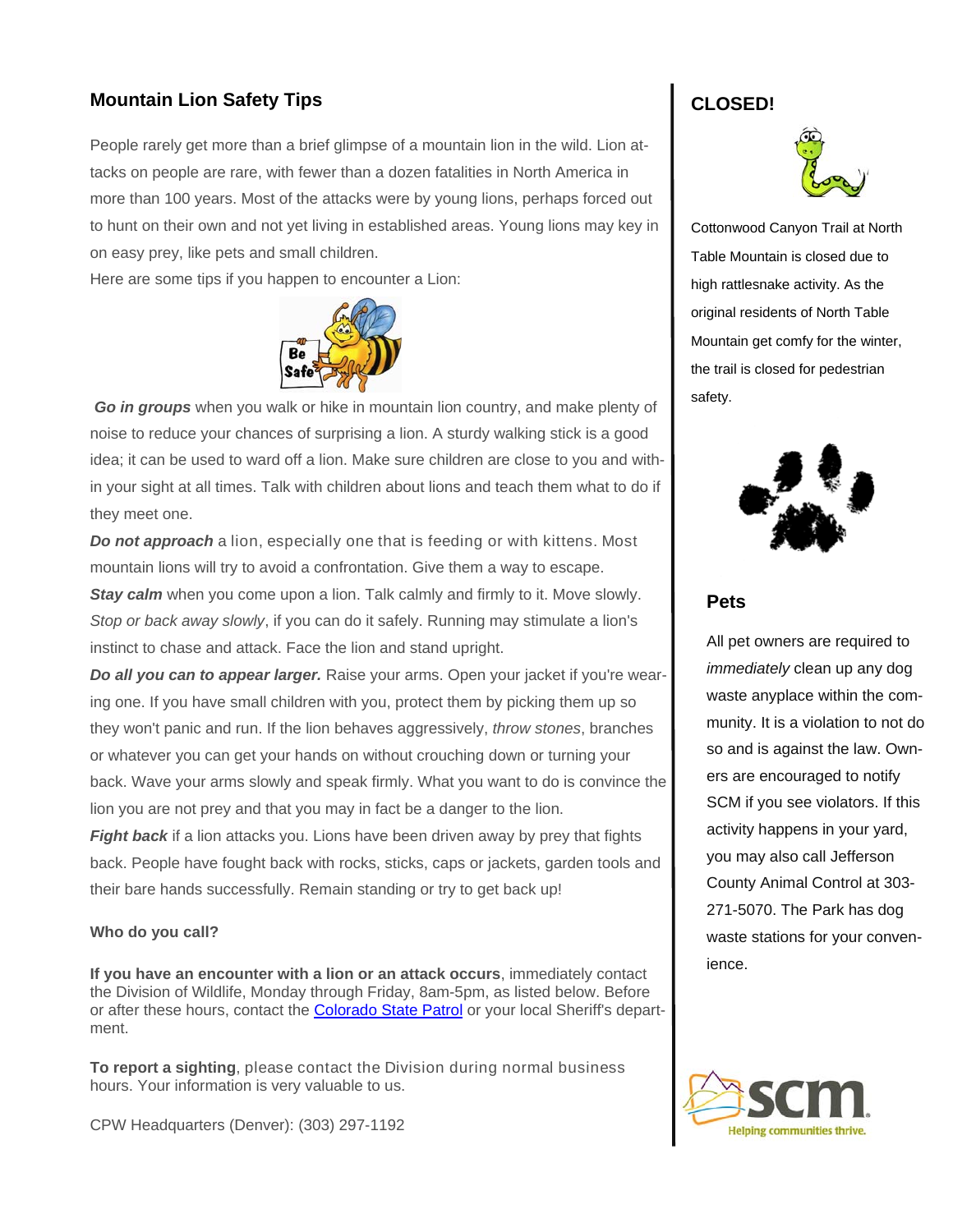## Mountain Lion Safety Tips

People rarely get more than a brief glimpse of a mountain lion in the wild. Lion attacks on people are rare, with fewer than a dozen fatalities in North America in more than 100 years. Most of the attacks were by young lions, perhaps forced out to hunt on their own and not yet living in established areas. Young lions may key in on easy prey, like pets and small children.

Here are some tips if you happen to encounter a Lion:

***Go in groups*** when you walk or hike in mountain lion country, and make plenty of noise to reduce your chances of surprising a lion. A sturdy walking stick is a good idea; it can be used to ward off a lion. Make sure children are close to you and within your sight at all times. Talk with children about lions and teach them what to do if they meet one.

***Do not approach*** a lion, especially one that is feeding or with kittens. Most mountain lions will try to avoid a confrontation. Give them a way to escape.

***Stay calm*** when you come upon a lion. Talk calmly and firmly to it. Move slowly. *Stop or back away slowly*, if you can do it safely. Running may stimulate a lion's instinct to chase and attack. Face the lion and stand upright.

***Do all you can to appear larger.*** Raise your arms. Open your jacket if you're wearing one. If you have small children with you, protect them by picking them up so they won't panic and run. If the lion behaves aggressively, *throw stones*, branches or whatever you can get your hands on without crouching down or turning your back. Wave your arms slowly and speak firmly. What you want to do is convince the lion you are not prey and that you may in fact be a danger to the lion.

***Fight back*** if a lion attacks you. Lions have been driven away by prey that fights back. People have fought back with rocks, sticks, caps or jackets, garden tools and their bare hands successfully. Remain standing or try to get back up!

**Who do you call?**

**If you have an encounter with a lion or an attack occurs**, immediately contact the Division of Wildlife, Monday through Friday, 8am-5pm, as listed below. Before or after these hours, contact the Colorado State Patrol or your local Sheriff's department.

**To report a sighting**, please contact the Division during normal business hours. Your information is very valuable to us.

CPW Headquarters (Denver): (303) 297-1192

## CLOSED!

Cottonwood Canyon Trail at North Table Mountain is closed due to high rattlesnake activity. As the original residents of North Table Mountain get comfy for the winter, the trail is closed for pedestrian safety.

## Pets

All pet owners are required to *immediately* clean up any dog waste anyplace within the community. It is a violation to not do so and is against the law. Owners are encouraged to notify SCM if you see violators. If this activity happens in your yard, you may also call Jefferson County Animal Control at 303-271-5070. The Park has dog waste stations for your convenience.

scm

Helping communities thrive.